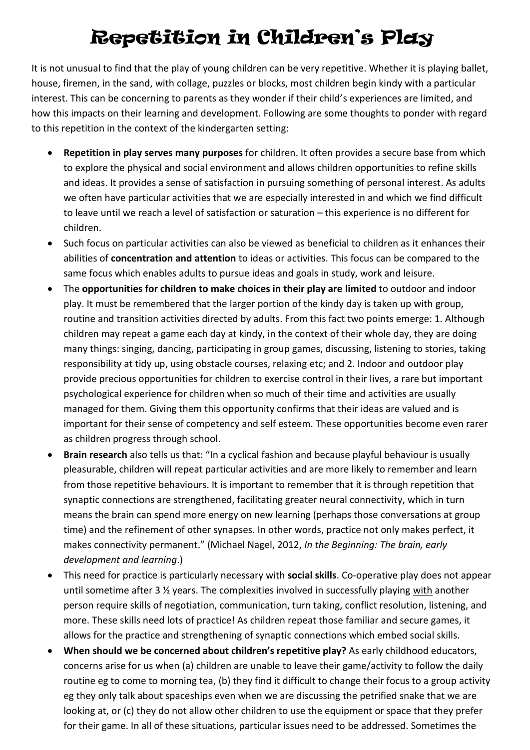# Repetition in Children's Play

It is not unusual to find that the play of young children can be very repetitive. Whether it is playing ballet, house, firemen, in the sand, with collage, puzzles or blocks, most children begin kindy with a particular interest. This can be concerning to parents as they wonder if their child's experiences are limited, and how this impacts on their learning and development. Following are some thoughts to ponder with regard to this repetition in the context of the kindergarten setting:

- **Repetition in play serves many purposes** for children. It often provides a secure base from which to explore the physical and social environment and allows children opportunities to refine skills and ideas. It provides a sense of satisfaction in pursuing something of personal interest. As adults we often have particular activities that we are especially interested in and which we find difficult to leave until we reach a level of satisfaction or saturation – this experience is no different for children.
- Such focus on particular activities can also be viewed as beneficial to children as it enhances their abilities of **concentration and attention** to ideas or activities. This focus can be compared to the same focus which enables adults to pursue ideas and goals in study, work and leisure.
- The **opportunities for children to make choices in their play are limited** to outdoor and indoor play. It must be remembered that the larger portion of the kindy day is taken up with group, routine and transition activities directed by adults. From this fact two points emerge: 1. Although children may repeat a game each day at kindy, in the context of their whole day, they are doing many things: singing, dancing, participating in group games, discussing, listening to stories, taking responsibility at tidy up, using obstacle courses, relaxing etc; and 2. Indoor and outdoor play provide precious opportunities for children to exercise control in their lives, a rare but important psychological experience for children when so much of their time and activities are usually managed for them. Giving them this opportunity confirms that their ideas are valued and is important for their sense of competency and self esteem. These opportunities become even rarer as children progress through school.
- **Brain research** also tells us that: "In a cyclical fashion and because playful behaviour is usually pleasurable, children will repeat particular activities and are more likely to remember and learn from those repetitive behaviours. It is important to remember that it is through repetition that synaptic connections are strengthened, facilitating greater neural connectivity, which in turn means the brain can spend more energy on new learning (perhaps those conversations at group time) and the refinement of other synapses. In other words, practice not only makes perfect, it makes connectivity permanent." (Michael Nagel, 2012, *In the Beginning: The brain, early development and learning*.)
- This need for practice is particularly necessary with **social skills**. Co-operative play does not appear until sometime after 3 ½ years. The complexities involved in successfully playing <u>with</u> another person require skills of negotiation, communication, turn taking, conflict resolution, listening, and more. These skills need lots of practice! As children repeat those familiar and secure games, it allows for the practice and strengthening of synaptic connections which embed social skills.
- **When should we be concerned about children's repetitive play?** As early childhood educators, concerns arise for us when (a) children are unable to leave their game/activity to follow the daily routine eg to come to morning tea, (b) they find it difficult to change their focus to a group activity eg they only talk about spaceships even when we are discussing the petrified snake that we are looking at, or (c) they do not allow other children to use the equipment or space that they prefer for their game. In all of these situations, particular issues need to be addressed. Sometimes the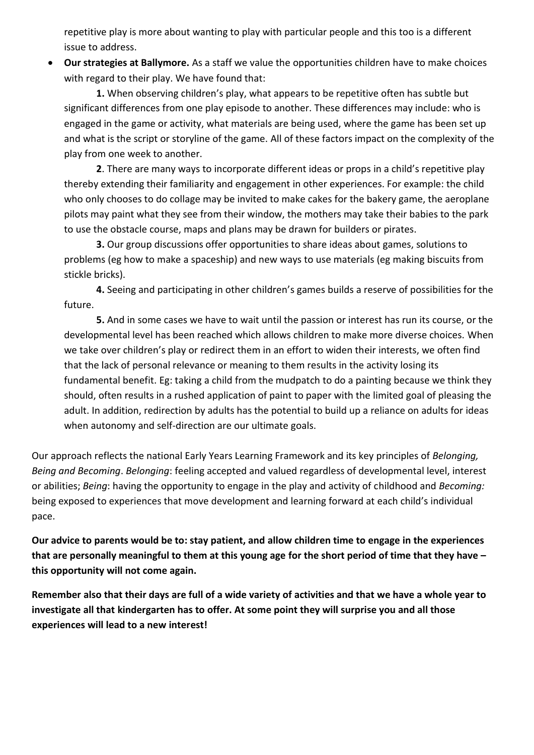repetitive play is more about wanting to play with particular people and this too is a different issue to address.

- **Our strategies at Ballymore.** As a staff we value the opportunities children have to make choices with regard to their play. We have found that:

  **1.** When observing children's play, what appears to be repetitive often has subtle but significant differences from one play episode to another. These differences may include: who is engaged in the game or activity, what materials are being used, where the game has been set up and what is the script or storyline of the game. All of these factors impact on the complexity of the play from one week to another.

  **2**. There are many ways to incorporate different ideas or props in a child's repetitive play thereby extending their familiarity and engagement in other experiences. For example: the child who only chooses to do collage may be invited to make cakes for the bakery game, the aeroplane pilots may paint what they see from their window, the mothers may take their babies to the park to use the obstacle course, maps and plans may be drawn for builders or pirates.

  **3.** Our group discussions offer opportunities to share ideas about games, solutions to problems (eg how to make a spaceship) and new ways to use materials (eg making biscuits from stickle bricks).

  **4.** Seeing and participating in other children's games builds a reserve of possibilities for the future.

  **5.** And in some cases we have to wait until the passion or interest has run its course, or the developmental level has been reached which allows children to make more diverse choices. When we take over children's play or redirect them in an effort to widen their interests, we often find that the lack of personal relevance or meaning to them results in the activity losing its fundamental benefit. Eg: taking a child from the mudpatch to do a painting because we think they should, often results in a rushed application of paint to paper with the limited goal of pleasing the adult. In addition, redirection by adults has the potential to build up a reliance on adults for ideas when autonomy and self-direction are our ultimate goals.

Our approach reflects the national Early Years Learning Framework and its key principles of *Belonging, Being and Becoming*. *Belonging*: feeling accepted and valued regardless of developmental level, interest or abilities; *Being*: having the opportunity to engage in the play and activity of childhood and *Becoming:* being exposed to experiences that move development and learning forward at each child's individual pace.

**Our advice to parents would be to: stay patient, and allow children time to engage in the experiences that are personally meaningful to them at this young age for the short period of time that they have – this opportunity will not come again.**

**Remember also that their days are full of a wide variety of activities and that we have a whole year to investigate all that kindergarten has to offer. At some point they will surprise you and all those experiences will lead to a new interest!**